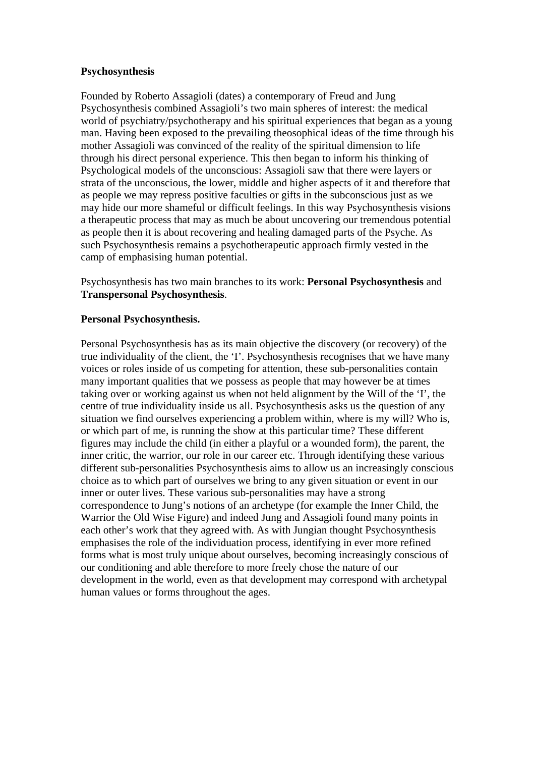**Psychosynthesis**

Founded by Roberto Assagioli (dates) a contemporary of Freud and Jung Psychosynthesis combined Assagioli's two main spheres of interest: the medical world of psychiatry/psychotherapy and his spiritual experiences that began as a young man. Having been exposed to the prevailing theosophical ideas of the time through his mother Assagioli was convinced of the reality of the spiritual dimension to life through his direct personal experience. This then began to inform his thinking of Psychological models of the unconscious: Assagioli saw that there were layers or strata of the unconscious, the lower, middle and higher aspects of it and therefore that as people we may repress positive faculties or gifts in the subconscious just as we may hide our more shameful or difficult feelings. In this way Psychosynthesis visions a therapeutic process that may as much be about uncovering our tremendous potential as people then it is about recovering and healing damaged parts of the Psyche. As such Psychosynthesis remains a psychotherapeutic approach firmly vested in the camp of emphasising human potential.

Psychosynthesis has two main branches to its work: **Personal Psychosynthesis** and **Transpersonal Psychosynthesis**.

**Personal Psychosynthesis.**

Personal Psychosynthesis has as its main objective the discovery (or recovery) of the true individuality of the client, the 'I'. Psychosynthesis recognises that we have many voices or roles inside of us competing for attention, these sub-personalities contain many important qualities that we possess as people that may however be at times taking over or working against us when not held alignment by the Will of the 'I', the centre of true individuality inside us all. Psychosynthesis asks us the question of any situation we find ourselves experiencing a problem within, where is my will? Who is, or which part of me, is running the show at this particular time? These different figures may include the child (in either a playful or a wounded form), the parent, the inner critic, the warrior, our role in our career etc. Through identifying these various different sub-personalities Psychosynthesis aims to allow us an increasingly conscious choice as to which part of ourselves we bring to any given situation or event in our inner or outer lives. These various sub-personalities may have a strong correspondence to Jung's notions of an archetype (for example the Inner Child, the Warrior the Old Wise Figure) and indeed Jung and Assagioli found many points in each other's work that they agreed with. As with Jungian thought Psychosynthesis emphasises the role of the individuation process, identifying in ever more refined forms what is most truly unique about ourselves, becoming increasingly conscious of our conditioning and able therefore to more freely chose the nature of our development in the world, even as that development may correspond with archetypal human values or forms throughout the ages.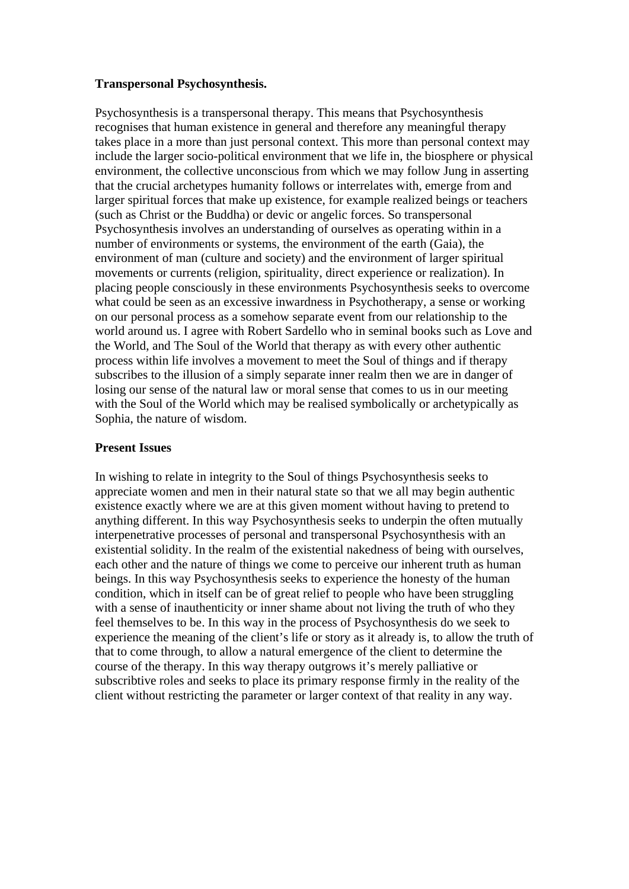**Transpersonal Psychosynthesis.**

Psychosynthesis is a transpersonal therapy. This means that Psychosynthesis recognises that human existence in general and therefore any meaningful therapy takes place in a more than just personal context. This more than personal context may include the larger socio-political environment that we life in, the biosphere or physical environment, the collective unconscious from which we may follow Jung in asserting that the crucial archetypes humanity follows or interrelates with, emerge from and larger spiritual forces that make up existence, for example realized beings or teachers (such as Christ or the Buddha) or devic or angelic forces. So transpersonal Psychosynthesis involves an understanding of ourselves as operating within in a number of environments or systems, the environment of the earth (Gaia), the environment of man (culture and society) and the environment of larger spiritual movements or currents (religion, spirituality, direct experience or realization). In placing people consciously in these environments Psychosynthesis seeks to overcome what could be seen as an excessive inwardness in Psychotherapy, a sense or working on our personal process as a somehow separate event from our relationship to the world around us. I agree with Robert Sardello who in seminal books such as Love and the World, and The Soul of the World that therapy as with every other authentic process within life involves a movement to meet the Soul of things and if therapy subscribes to the illusion of a simply separate inner realm then we are in danger of losing our sense of the natural law or moral sense that comes to us in our meeting with the Soul of the World which may be realised symbolically or archetypically as Sophia, the nature of wisdom.

**Present Issues**

In wishing to relate in integrity to the Soul of things Psychosynthesis seeks to appreciate women and men in their natural state so that we all may begin authentic existence exactly where we are at this given moment without having to pretend to anything different. In this way Psychosynthesis seeks to underpin the often mutually interpenetrative processes of personal and transpersonal Psychosynthesis with an existential solidity. In the realm of the existential nakedness of being with ourselves, each other and the nature of things we come to perceive our inherent truth as human beings. In this way Psychosynthesis seeks to experience the honesty of the human condition, which in itself can be of great relief to people who have been struggling with a sense of inauthenticity or inner shame about not living the truth of who they feel themselves to be. In this way in the process of Psychosynthesis do we seek to experience the meaning of the client's life or story as it already is, to allow the truth of that to come through, to allow a natural emergence of the client to determine the course of the therapy. In this way therapy outgrows it's merely palliative or subscribtive roles and seeks to place its primary response firmly in the reality of the client without restricting the parameter or larger context of that reality in any way.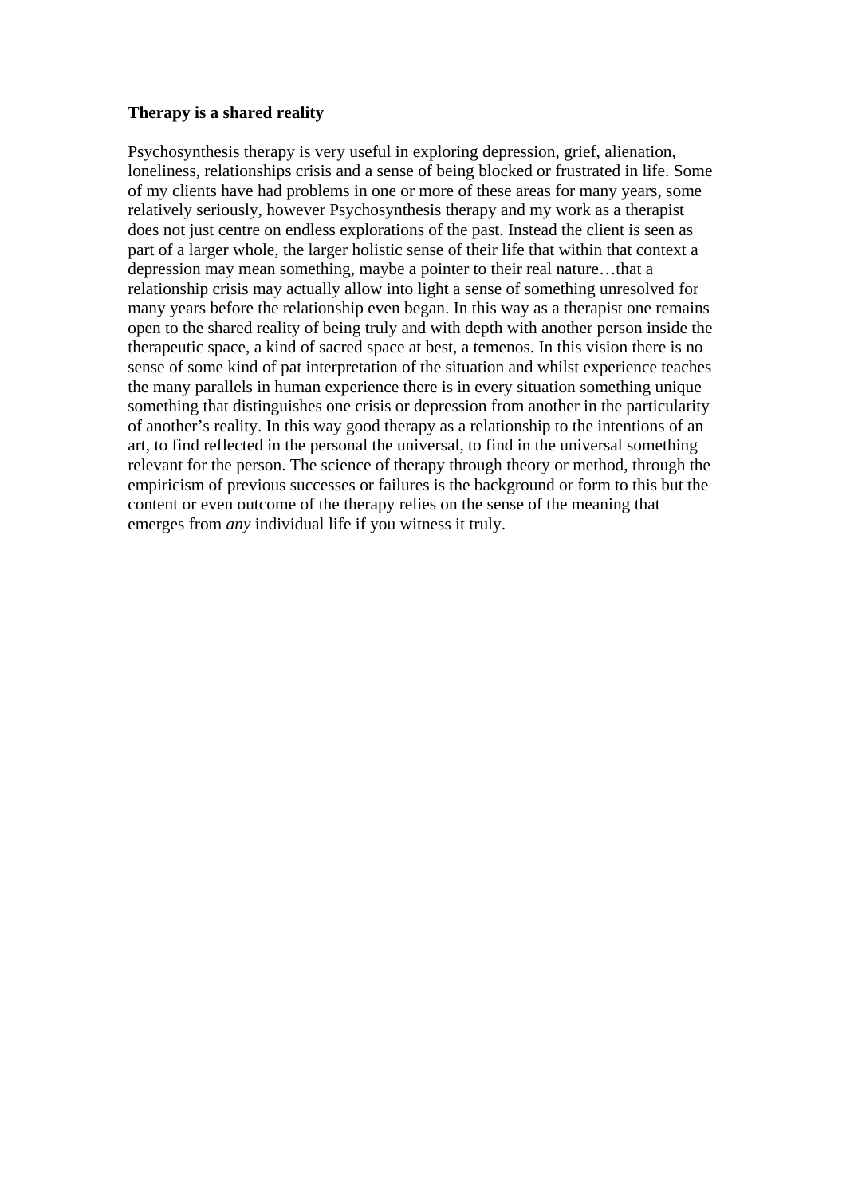**Therapy is a shared reality**

Psychosynthesis therapy is very useful in exploring depression, grief, alienation, loneliness, relationships crisis and a sense of being blocked or frustrated in life. Some of my clients have had problems in one or more of these areas for many years, some relatively seriously, however Psychosynthesis therapy and my work as a therapist does not just centre on endless explorations of the past. Instead the client is seen as part of a larger whole, the larger holistic sense of their life that within that context a depression may mean something, maybe a pointer to their real nature…that a relationship crisis may actually allow into light a sense of something unresolved for many years before the relationship even began. In this way as a therapist one remains open to the shared reality of being truly and with depth with another person inside the therapeutic space, a kind of sacred space at best, a temenos. In this vision there is no sense of some kind of pat interpretation of the situation and whilst experience teaches the many parallels in human experience there is in every situation something unique something that distinguishes one crisis or depression from another in the particularity of another's reality. In this way good therapy as a relationship to the intentions of an art, to find reflected in the personal the universal, to find in the universal something relevant for the person. The science of therapy through theory or method, through the empiricism of previous successes or failures is the background or form to this but the content or even outcome of the therapy relies on the sense of the meaning that emerges from *any* individual life if you witness it truly.